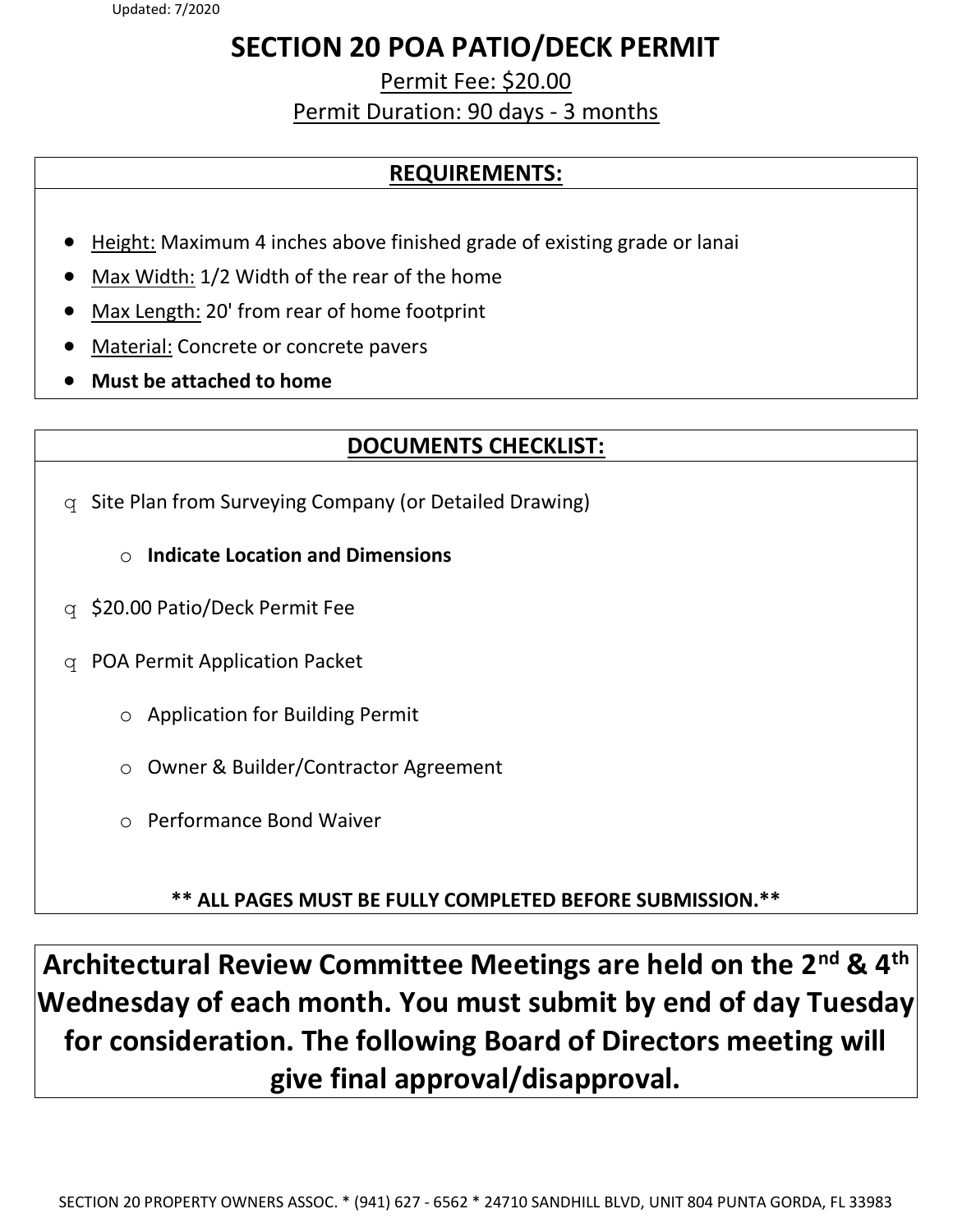Updated: 7/2020

# SECTION 20 POA PATIO/DECK PERMIT

Permit Fee: $20.00

Permit Duration: 90 days - 3 months

## REQUIREMENTS:

- Height: Maximum 4 inches above finished grade of existing grade or lanai
- Max Width: 1/2 Width of the rear of the home
- Max Length: 20' from rear of home footprint
- Material: Concrete or concrete pavers
- **Must be attached to home**

## DOCUMENTS CHECKLIST:

- ☐ Site Plan from Surveying Company (or Detailed Drawing)
  - **Indicate Location and Dimensions**
- ☐ $20.00 Patio/Deck Permit Fee
- ☐ POA Permit Application Packet
  - Application for Building Permit
  - Owner & Builder/Contractor Agreement
  - Performance Bond Waiver

**** ALL PAGES MUST BE FULLY COMPLETED BEFORE SUBMISSION.****

**Architectural Review Committee Meetings are held on the 2nd & 4th Wednesday of each month. You must submit by end of day Tuesday for consideration. The following Board of Directors meeting will give final approval/disapproval.**

SECTION 20 PROPERTY OWNERS ASSOC. * (941) 627 - 6562 * 24710 SANDHILL BLVD, UNIT 804 PUNTA GORDA, FL 33983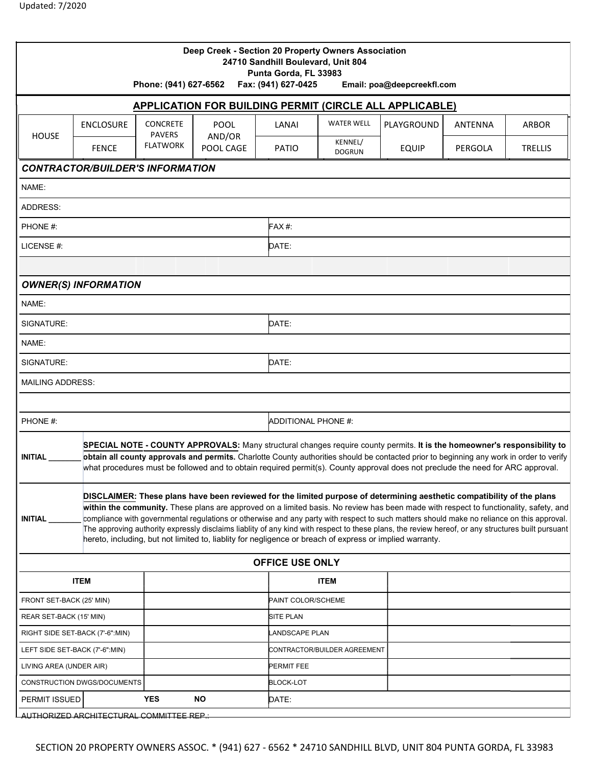Updated: 7/2020

**Deep Creek - Section 20 Property Owners Association**
**24710 Sandhill Boulevard, Unit 804**
**Punta Gorda, FL 33983**
**Phone: (941) 627-6562 Fax: (941) 627-0425 Email: poa@deepcreekfl.com**

## APPLICATION FOR BUILDING PERMIT (CIRCLE ALL APPLICABLE)

| HOUSE | ENCLOSURE | CONCRETE PAVERS FLATWORK | POOL AND/OR POOL CAGE | LANAI | WATER WELL | PLAYGROUND | ANTENNA | ARBOR |
|---|---|---|---|---|---|---|---|---|
| | FENCE | | | PATIO | KENNEL/ DOGRUN | EQUIP | PERGOLA | TRELLIS |

### *CONTRACTOR/BUILDER'S INFORMATION*

NAME:

ADDRESS:

| | |
|---|---|
| PHONE #: | FAX #: |
| LICENSE #: | DATE: |

### *OWNER(S) INFORMATION*

NAME:

| | |
|---|---|
| SIGNATURE: | DATE: |

NAME:

| | |
|---|---|
| SIGNATURE: | DATE: |

MAILING ADDRESS:

| | |
|---|---|
| PHONE #: | ADDITIONAL PHONE #: |

INITIAL _______ **SPECIAL NOTE - COUNTY APPROVALS:** Many structural changes require county permits. **It is the homeowner's responsibility to obtain all county approvals and permits.** Charlotte County authorities should be contacted prior to beginning any work in order to verify what procedures must be followed and to obtain required permit(s). County approval does not preclude the need for ARC approval.

INITIAL _______ **DISCLAIMER: These plans have been reviewed for the limited purpose of determining aesthetic compatibility of the plans within the community.** These plans are approved on a limited basis. No review has been made with respect to functionality, safety, and compliance with governmental regulations or otherwise and any party with respect to such matters should make no reliance on this approval. The approving authority expressly disclaims liablity of any kind with respect to these plans, the review hereof, or any structures built pursuant hereto, including, but not limited to, liablity for negligence or breach of express or implied warranty.

### OFFICE USE ONLY

| ITEM | | ITEM | |
|---|---|---|---|
| FRONT SET-BACK (25' MIN) | | PAINT COLOR/SCHEME | |
| REAR SET-BACK (15' MIN) | | SITE PLAN | |
| RIGHT SIDE SET-BACK (7'-6":MIN) | | LANDSCAPE PLAN | |
| LEFT SIDE SET-BACK (7'-6":MIN) | | CONTRACTOR/BUILDER AGREEMENT | |
| LIVING AREA (UNDER AIR) | | PERMIT FEE | |
| CONSTRUCTION DWGS/DOCUMENTS | | BLOCK-LOT | |
| PERMIT ISSUED | YES NO | DATE: | |

AUTHORIZED ARCHITECTURAL COMMITTEE REP.:

SECTION 20 PROPERTY OWNERS ASSOC. * (941) 627 - 6562 * 24710 SANDHILL BLVD, UNIT 804 PUNTA GORDA, FL 33983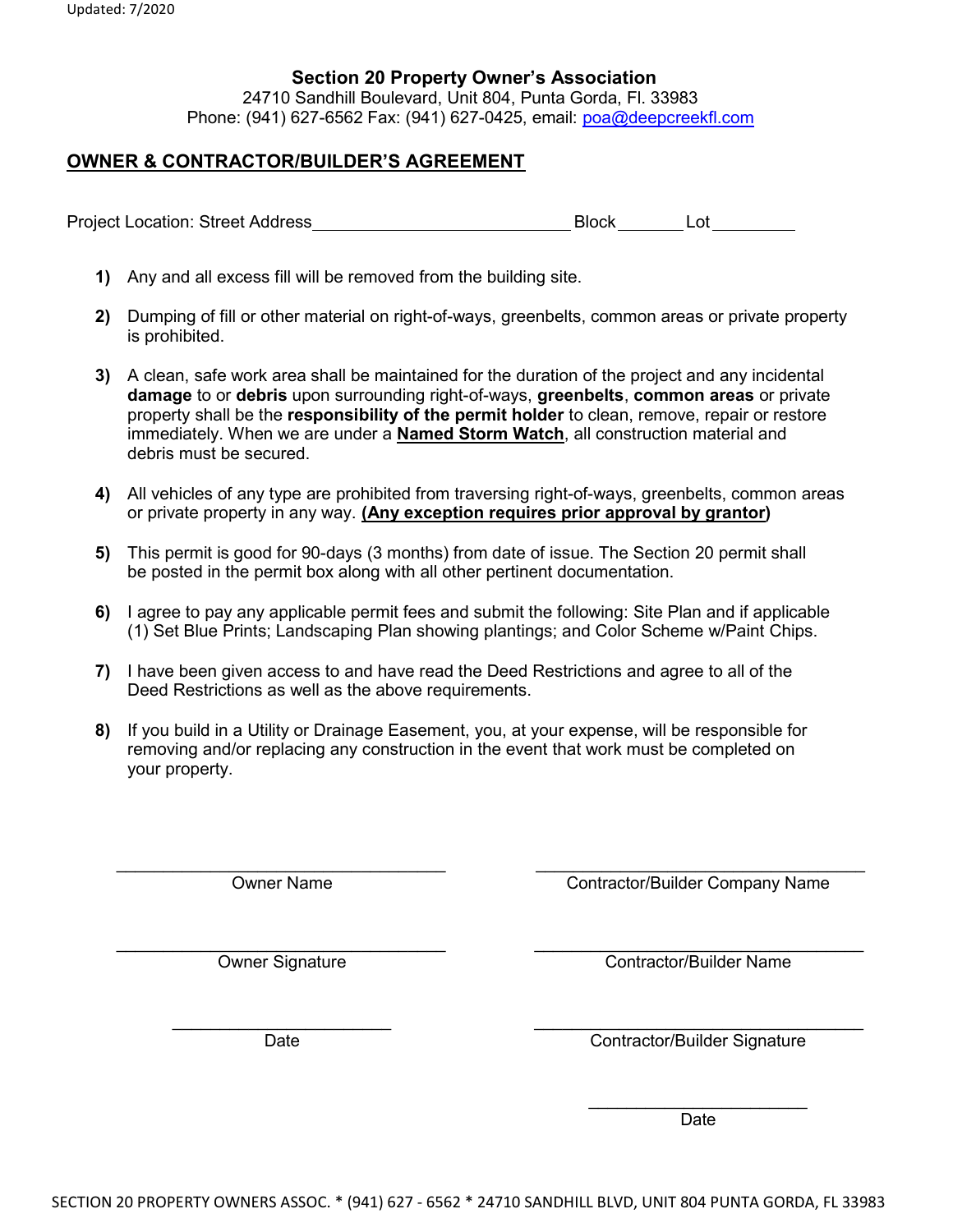Updated: 7/2020

**Section 20 Property Owner's Association**
24710 Sandhill Boulevard, Unit 804, Punta Gorda, Fl. 33983
Phone: (941) 627-6562 Fax: (941) 627-0425, email: poa@deepcreekfl.com

## OWNER & CONTRACTOR/BUILDER'S AGREEMENT

Project Location: Street Address ____________________________ Block _______ Lot _________

1) Any and all excess fill will be removed from the building site.

2) Dumping of fill or other material on right-of-ways, greenbelts, common areas or private property is prohibited.

3) A clean, safe work area shall be maintained for the duration of the project and any incidental **damage** to or **debris** upon surrounding right-of-ways, **greenbelts**, **common areas** or private property shall be the **responsibility of the permit holder** to clean, remove, repair or restore immediately. When we are under a **Named Storm Watch**, all construction material and debris must be secured.

4) All vehicles of any type are prohibited from traversing right-of-ways, greenbelts, common areas or private property in any way. **(Any exception requires prior approval by grantor)**

5) This permit is good for 90-days (3 months) from date of issue. The Section 20 permit shall be posted in the permit box along with all other pertinent documentation.

6) I agree to pay any applicable permit fees and submit the following: Site Plan and if applicable (1) Set Blue Prints; Landscaping Plan showing plantings; and Color Scheme w/Paint Chips.

7) I have been given access to and have read the Deed Restrictions and agree to all of the Deed Restrictions as well as the above requirements.

8) If you build in a Utility or Drainage Easement, you, at your expense, will be responsible for removing and/or replacing any construction in the event that work must be completed on your property.

______________________________
Owner Name

______________________________
Owner Signature

______________________________
Date

______________________________
Contractor/Builder Company Name

______________________________
Contractor/Builder Name

______________________________
Contractor/Builder Signature

______________________________
Date

SECTION 20 PROPERTY OWNERS ASSOC. * (941) 627 - 6562 * 24710 SANDHILL BLVD, UNIT 804 PUNTA GORDA, FL 33983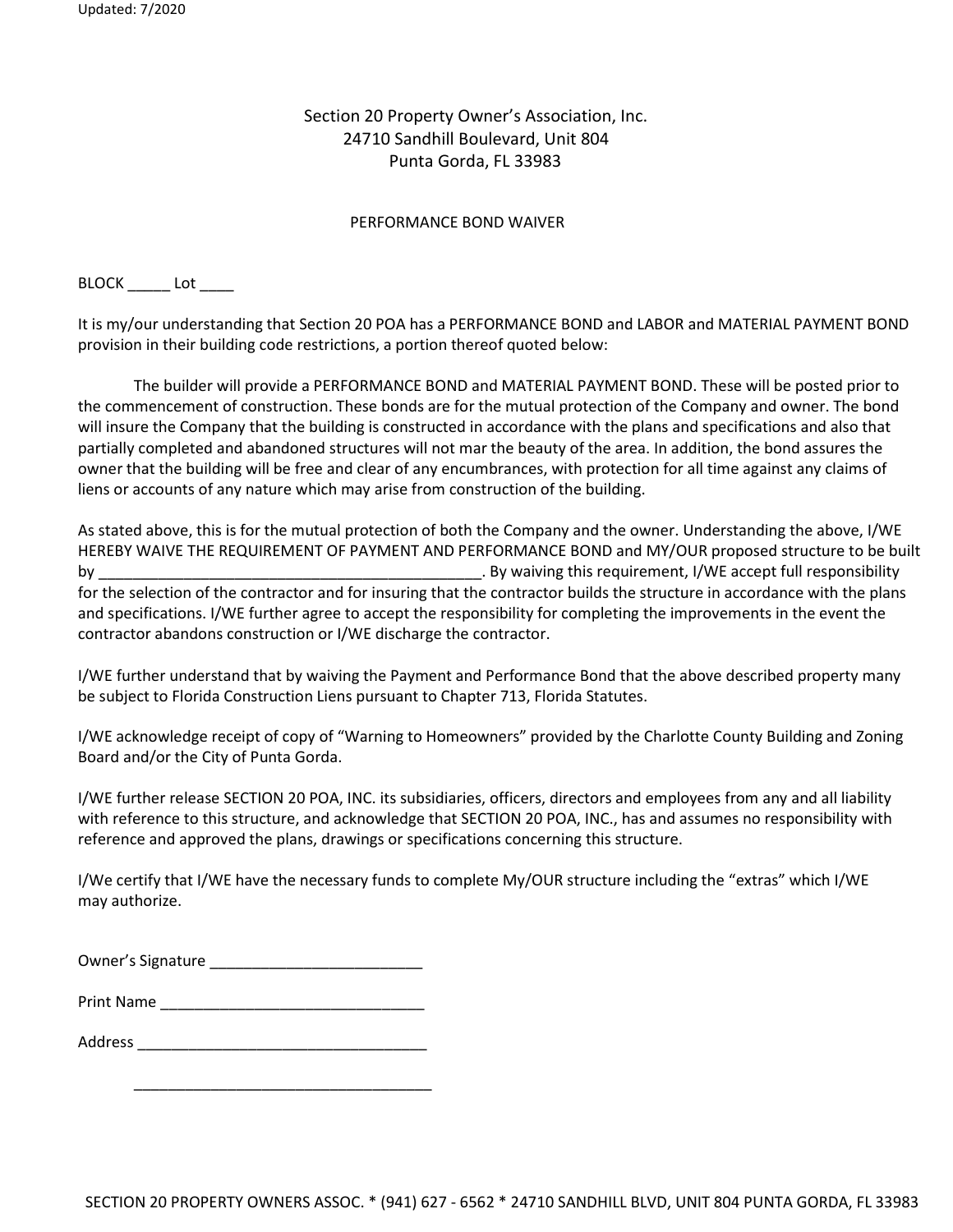Updated: 7/2020

Section 20 Property Owner's Association, Inc.
24710 Sandhill Boulevard, Unit 804
Punta Gorda, FL 33983

PERFORMANCE BOND WAIVER

BLOCK _____ Lot ____

It is my/our understanding that Section 20 POA has a PERFORMANCE BOND and LABOR and MATERIAL PAYMENT BOND provision in their building code restrictions, a portion thereof quoted below:

The builder will provide a PERFORMANCE BOND and MATERIAL PAYMENT BOND. These will be posted prior to the commencement of construction. These bonds are for the mutual protection of the Company and owner. The bond will insure the Company that the building is constructed in accordance with the plans and specifications and also that partially completed and abandoned structures will not mar the beauty of the area. In addition, the bond assures the owner that the building will be free and clear of any encumbrances, with protection for all time against any claims of liens or accounts of any nature which may arise from construction of the building.

As stated above, this is for the mutual protection of both the Company and the owner. Understanding the above, I/WE HEREBY WAIVE THE REQUIREMENT OF PAYMENT AND PERFORMANCE BOND and MY/OUR proposed structure to be built by ______________________________________________. By waiving this requirement, I/WE accept full responsibility for the selection of the contractor and for insuring that the contractor builds the structure in accordance with the plans and specifications. I/WE further agree to accept the responsibility for completing the improvements in the event the contractor abandons construction or I/WE discharge the contractor.

I/WE further understand that by waiving the Payment and Performance Bond that the above described property many be subject to Florida Construction Liens pursuant to Chapter 713, Florida Statutes.

I/WE acknowledge receipt of copy of "Warning to Homeowners" provided by the Charlotte County Building and Zoning Board and/or the City of Punta Gorda.

I/WE further release SECTION 20 POA, INC. its subsidiaries, officers, directors and employees from any and all liability with reference to this structure, and acknowledge that SECTION 20 POA, INC., has and assumes no responsibility with reference and approved the plans, drawings or specifications concerning this structure.

I/We certify that I/WE have the necessary funds to complete My/OUR structure including the "extras" which I/WE may authorize.

Owner's Signature _________________________

Print Name _______________________________

Address __________________________________

__________________________________

SECTION 20 PROPERTY OWNERS ASSOC. * (941) 627 - 6562 * 24710 SANDHILL BLVD, UNIT 804 PUNTA GORDA, FL 33983